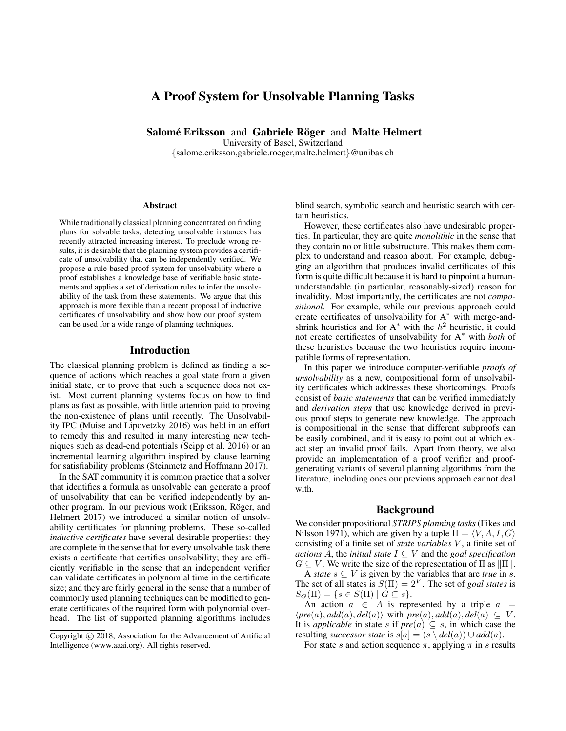# A Proof System for Unsolvable Planning Tasks

**Salomé Eriksson** and **Gabriele Röger** and **Malte Helmert**
University of Basel, Switzerland
{salome.eriksson,gabriele.roeger,malte.helmert}@unibas.ch

## Abstract

While traditionally classical planning concentrated on finding plans for solvable tasks, detecting unsolvable instances has recently attracted increasing interest. To preclude wrong results, it is desirable that the planning system provides a certificate of unsolvability that can be independently verified. We propose a rule-based proof system for unsolvability where a proof establishes a knowledge base of verifiable basic statements and applies a set of derivation rules to infer the unsolvability of the task from these statements. We argue that this approach is more flexible than a recent proposal of inductive certificates of unsolvability and show how our proof system can be used for a wide range of planning techniques.

## Introduction

The classical planning problem is defined as finding a sequence of actions which reaches a goal state from a given initial state, or to prove that such a sequence does not exist. Most current planning systems focus on how to find plans as fast as possible, with little attention paid to proving the non-existence of plans until recently. The Unsolvability IPC (Muise and Lipovetzky 2016) was held in an effort to remedy this and resulted in many interesting new techniques such as dead-end potentials (Seipp et al. 2016) or an incremental learning algorithm inspired by clause learning for satisfiability problems (Steinmetz and Hoffmann 2017).

In the SAT community it is common practice that a solver that identifies a formula as unsolvable can generate a proof of unsolvability that can be verified independently by another program. In our previous work (Eriksson, Röger, and Helmert 2017) we introduced a similar notion of unsolvability certificates for planning problems. These so-called *inductive certificates* have several desirable properties: they are complete in the sense that for every unsolvable task there exists a certificate that certifies unsolvability; they are efficiently verifiable in the sense that an independent verifier can validate certificates in polynomial time in the certificate size; and they are fairly general in the sense that a number of commonly used planning techniques can be modified to generate certificates of the required form with polynomial overhead. The list of supported planning algorithms includes blind search, symbolic search and heuristic search with certain heuristics.

However, these certificates also have undesirable properties. In particular, they are quite *monolithic* in the sense that they contain no or little substructure. This makes them complex to understand and reason about. For example, debugging an algorithm that produces invalid certificates of this form is quite difficult because it is hard to pinpoint a human-understandable (in particular, reasonably-sized) reason for invalidity. Most importantly, the certificates are not *compositional*. For example, while our previous approach could create certificates of unsolvability for A$^*$ with merge-and-shrink heuristics and for A$^*$ with the $h^2$ heuristic, it could not create certificates of unsolvability for A$^*$ with *both* of these heuristics because the two heuristics require incompatible forms of representation.

In this paper we introduce computer-verifiable *proofs of unsolvability* as a new, compositional form of unsolvability certificates which addresses these shortcomings. Proofs consist of *basic statements* that can be verified immediately and *derivation steps* that use knowledge derived in previous proof steps to generate new knowledge. The approach is compositional in the sense that different subproofs can be easily combined, and it is easy to point out at which exact step an invalid proof fails. Apart from theory, we also provide an implementation of a proof verifier and proof-generating variants of several planning algorithms from the literature, including ones our previous approach cannot deal with.

## Background

We consider propositional *STRIPS planning tasks* (Fikes and Nilsson 1971), which are given by a tuple $\Pi = \langle V, A, I, G \rangle$ consisting of a finite set of *state variables* $V$, a finite set of *actions* $A$, the *initial state* $I \subseteq V$ and the *goal specification* $G \subseteq V$. We write the size of the representation of $\Pi$ as $\|\Pi\|$.

A *state* $s \subseteq V$ is given by the variables that are *true* in $s$. The set of all states is $S(\Pi) = 2^V$. The set of *goal states* is $S_G(\Pi) = \{s \in S(\Pi) \mid G \subseteq s\}$.

An action $a \in A$ is represented by a triple $a = \langle pre(a), add(a), del(a) \rangle$ with $pre(a), add(a), del(a) \subseteq V$. It is *applicable* in state $s$ if $pre(a) \subseteq s$, in which case the resulting *successor state* is $s[a] = (s \setminus del(a)) \cup add(a)$.

For state $s$ and action sequence $\pi$, applying $\pi$ in $s$ results

Copyright © 2018, Association for the Advancement of Artificial Intelligence (www.aaai.org). All rights reserved.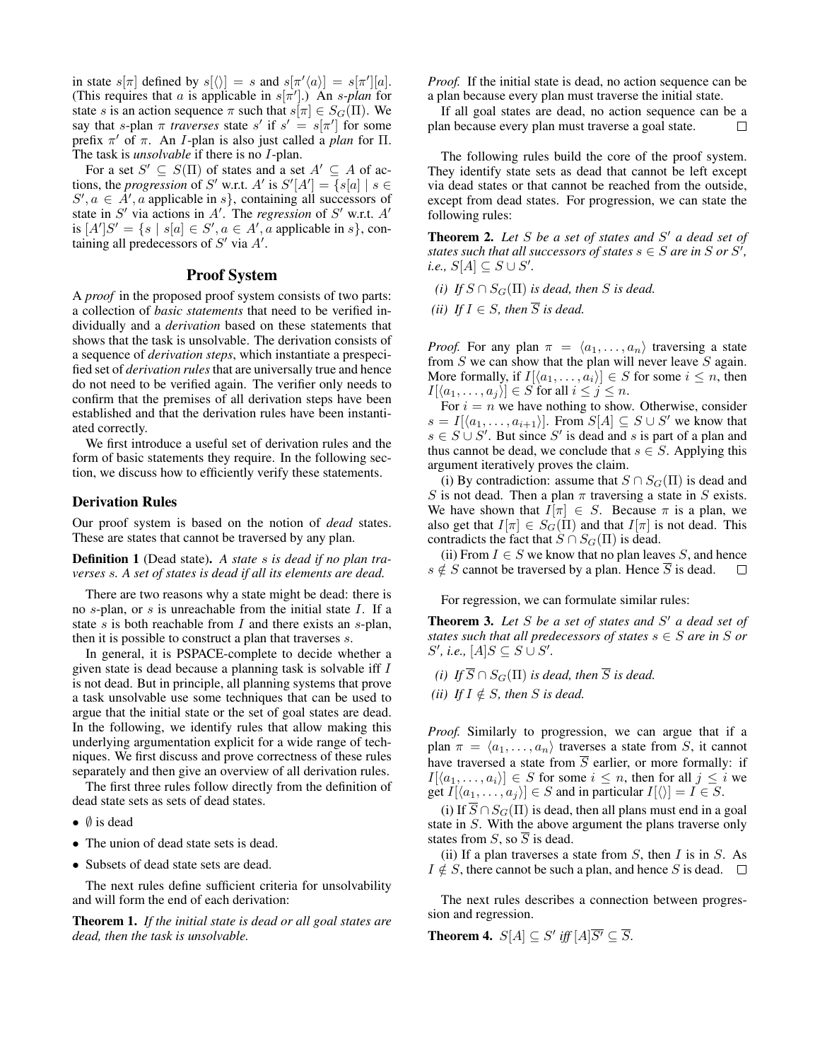in state $s[\pi]$ defined by $s[\langle\rangle] = s$ and $s[\pi'\langle a\rangle] = s[\pi'][a]$. (This requires that $a$ is applicable in $s[\pi']$.) An *s-plan* for state $s$ is an action sequence $\pi$ such that $s[\pi] \in S_G(\Pi)$. We say that $s$-plan $\pi$ *traverses* state $s'$ if $s' = s[\pi']$ for some prefix $\pi'$ of $\pi$. An $I$-plan is also just called a *plan* for $\Pi$. The task is *unsolvable* if there is no $I$-plan.

For a set $S' \subseteq S(\Pi)$ of states and a set $A' \subseteq A$ of actions, the *progression* of $S'$ w.r.t. $A'$ is $S'[A'] = \{s[a] \mid s \in S', a \in A', a \text{ applicable in } s\}$, containing all successors of state in $S'$ via actions in $A'$. The *regression* of $S'$ w.r.t. $A'$ is $[A']S' = \{s \mid s[a] \in S', a \in A', a \text{ applicable in } s\}$, containing all predecessors of $S'$ via $A'$.

## Proof System

A *proof* in the proposed proof system consists of two parts: a collection of *basic statements* that need to be verified individually and a *derivation* based on these statements that shows that the task is unsolvable. The derivation consists of a sequence of *derivation steps*, which instantiate a prespecified set of *derivation rules* that are universally true and hence do not need to be verified again. The verifier only needs to confirm that the premises of all derivation steps have been established and that the derivation rules have been instantiated correctly.

We first introduce a useful set of derivation rules and the form of basic statements they require. In the following section, we discuss how to efficiently verify these statements.

### Derivation Rules

Our proof system is based on the notion of *dead* states. These are states that cannot be traversed by any plan.

**Definition 1** (Dead state). *A state $s$ is dead if no plan traverses $s$. A set of states is dead if all its elements are dead.*

There are two reasons why a state might be dead: there is no $s$-plan, or $s$ is unreachable from the initial state $I$. If a state $s$ is both reachable from $I$ and there exists an $s$-plan, then it is possible to construct a plan that traverses $s$.

In general, it is PSPACE-complete to decide whether a given state is dead because a planning task is solvable iff $I$ is not dead. But in principle, all planning systems that prove a task unsolvable use some techniques that can be used to argue that the initial state or the set of goal states are dead. In the following, we identify rules that allow making this underlying argumentation explicit for a wide range of techniques. We first discuss and prove correctness of these rules separately and then give an overview of all derivation rules.

The first three rules follow directly from the definition of dead state sets as sets of dead states.

- $\emptyset$ is dead
- The union of dead state sets is dead.
- Subsets of dead state sets are dead.

The next rules define sufficient criteria for unsolvability and will form the end of each derivation:

**Theorem 1.** *If the initial state is dead or all goal states are dead, then the task is unsolvable.*

*Proof.* If the initial state is dead, no action sequence can be a plan because every plan must traverse the initial state.

If all goal states are dead, no action sequence can be a plan because every plan must traverse a goal state. □

The following rules build the core of the proof system. They identify state sets as dead that cannot be left except via dead states or that cannot be reached from the outside, except from dead states. For progression, we can state the following rules:

**Theorem 2.** *Let $S$ be a set of states and $S'$ a dead set of states such that all successors of states $s \in S$ are in $S$ or $S'$, i.e., $S[A] \subseteq S \cup S'$.*

*(i) If $S \cap S_G(\Pi)$ is dead, then $S$ is dead.*

*(ii) If $I \in S$, then $\overline{S}$ is dead.*

*Proof.* For any plan $\pi = \langle a_1, \ldots, a_n\rangle$ traversing a state from $S$ we can show that the plan will never leave $S$ again. More formally, if $I[\langle a_1, \ldots, a_i\rangle] \in S$ for some $i \leq n$, then $I[\langle a_1, \ldots, a_j\rangle] \in S$ for all $i \leq j \leq n$.

For $i = n$ we have nothing to show. Otherwise, consider $s = I[\langle a_1, \ldots, a_{i+1}\rangle]$. From $S[A] \subseteq S \cup S'$ we know that $s \in S \cup S'$. But since $S'$ is dead and $s$ is part of a plan and thus cannot be dead, we conclude that $s \in S$. Applying this argument iteratively proves the claim.

(i) By contradiction: assume that $S \cap S_G(\Pi)$ is dead and $S$ is not dead. Then a plan $\pi$ traversing a state in $S$ exists. We have shown that $I[\pi] \in S$. Because $\pi$ is a plan, we also get that $I[\pi] \in S_G(\Pi)$ and that $I[\pi]$ is not dead. This contradicts the fact that $S \cap S_G(\Pi)$ is dead.

(ii) From $I \in S$ we know that no plan leaves $S$, and hence $s \notin S$ cannot be traversed by a plan. Hence $\overline{S}$ is dead. □

For regression, we can formulate similar rules:

**Theorem 3.** *Let $S$ be a set of states and $S'$ a dead set of states such that all predecessors of states $s \in S$ are in $S$ or $S'$, i.e., $[A]S \subseteq S \cup S'$.*

*(i) If $\overline{S} \cap S_G(\Pi)$ is dead, then $\overline{S}$ is dead.*

*(ii) If $I \notin S$, then $S$ is dead.*

*Proof.* Similarly to progression, we can argue that if a plan $\pi = \langle a_1, \ldots, a_n\rangle$ traverses a state from $S$, it cannot have traversed a state from $\overline{S}$ earlier, or more formally: if $I[\langle a_1, \ldots, a_i\rangle] \in S$ for some $i \leq n$, then for all $j \leq i$ we get $I[\langle a_1, \ldots, a_j\rangle] \in S$ and in particular $I[\langle\rangle] = I \in S$.

(i) If $\overline{S} \cap S_G(\Pi)$ is dead, then all plans must end in a goal state in $S$. With the above argument the plans traverse only states from $S$, so $\overline{S}$ is dead.

(ii) If a plan traverses a state from $S$, then $I$ is in $S$. As $I \notin S$, there cannot be such a plan, and hence $S$ is dead. □

The next rules describes a connection between progression and regression.

**Theorem 4.** $S[A] \subseteq S'$ *iff* $[A]\overline{S'} \subseteq \overline{S}$.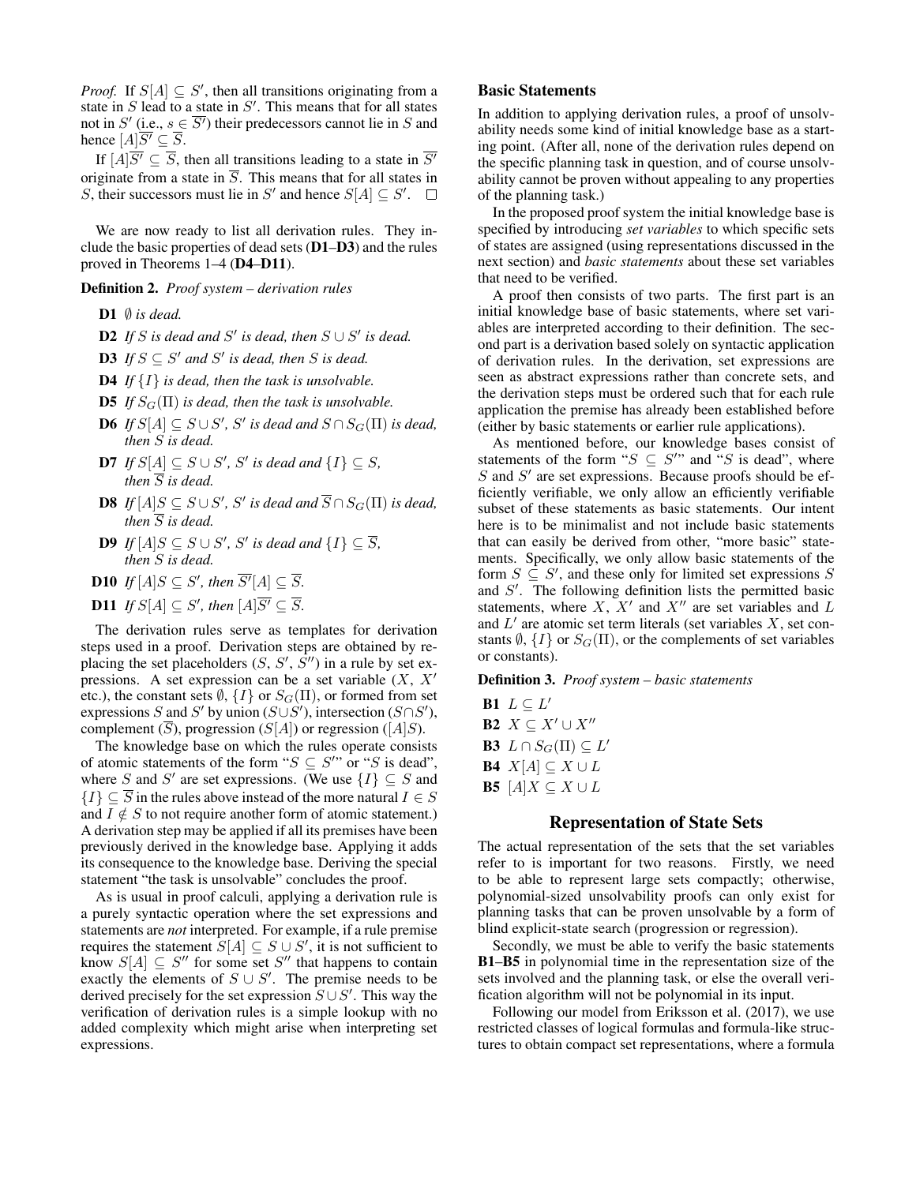*Proof.* If $S[A] \subseteq S'$, then all transitions originating from a state in $S$ lead to a state in $S'$. This means that for all states not in $S'$ (i.e., $s \in \overline{S'}$) their predecessors cannot lie in $S$ and hence $[A]\overline{S'} \subseteq \overline{S}$.

If $[A]\overline{S'} \subseteq \overline{S}$, then all transitions leading to a state in $\overline{S'}$ originate from a state in $\overline{S}$. This means that for all states in $S$, their successors must lie in $S'$ and hence $S[A] \subseteq S'$. $\square$

We are now ready to list all derivation rules. They include the basic properties of dead sets (**D1**–**D3**) and the rules proved in Theorems 1–4 (**D4**–**D11**).

**Definition 2.** *Proof system – derivation rules*

- **D1** *$\emptyset$ is dead.*
- **D2** *If $S$ is dead and $S'$ is dead, then $S \cup S'$ is dead.*
- **D3** *If $S \subseteq S'$ and $S'$ is dead, then $S$ is dead.*
- **D4** *If $\{I\}$ is dead, then the task is unsolvable.*
- **D5** *If $S_G(\Pi)$ is dead, then the task is unsolvable.*
- **D6** *If $S[A] \subseteq S \cup S'$, $S'$ is dead and $S \cap S_G(\Pi)$ is dead, then $S$ is dead.*
- **D7** *If $S[A] \subseteq S \cup S'$, $S'$ is dead and $\{I\} \subseteq S$, then $\overline{S}$ is dead.*
- **D8** *If $[A]S \subseteq S \cup S'$, $S'$ is dead and $\overline{S} \cap S_G(\Pi)$ is dead, then $\overline{S}$ is dead.*
- **D9** *If $[A]S \subseteq S \cup S'$, $S'$ is dead and $\{I\} \subseteq \overline{S}$, then $S$ is dead.*
- **D10** *If $[A]S \subseteq S'$, then $\overline{S'}[A] \subseteq \overline{S}$.*
- **D11** *If $S[A] \subseteq S'$, then $[A]\overline{S'} \subseteq \overline{S}$.*

The derivation rules serve as templates for derivation steps used in a proof. Derivation steps are obtained by replacing the set placeholders ($S$, $S'$, $S''$) in a rule by set expressions. A set expression can be a set variable ($X$, $X'$ etc.), the constant sets $\emptyset$, $\{I\}$ or $S_G(\Pi)$, or formed from set expressions $S$ and $S'$ by union ($S \cup S'$), intersection ($S \cap S'$), complement ($\overline{S}$), progression ($S[A]$) or regression ($[A]S$).

The knowledge base on which the rules operate consists of atomic statements of the form "$S \subseteq S'$" or "$S$ is dead", where $S$ and $S'$ are set expressions. (We use $\{I\} \subseteq S$ and $\{I\} \subseteq \overline{S}$ in the rules above instead of the more natural $I \in S$ and $I \notin S$ to not require another form of atomic statement.) A derivation step may be applied if all its premises have been previously derived in the knowledge base. Applying it adds its consequence to the knowledge base. Deriving the special statement "the task is unsolvable" concludes the proof.

As is usual in proof calculi, applying a derivation rule is a purely syntactic operation where the set expressions and statements are *not* interpreted. For example, if a rule premise requires the statement $S[A] \subseteq S \cup S'$, it is not sufficient to know $S[A] \subseteq S''$ for some set $S''$ that happens to contain exactly the elements of $S \cup S'$. The premise needs to be derived precisely for the set expression $S \cup S'$. This way the verification of derivation rules is a simple lookup with no added complexity which might arise when interpreting set expressions.

## Basic Statements

In addition to applying derivation rules, a proof of unsolvability needs some kind of initial knowledge base as a starting point. (After all, none of the derivation rules depend on the specific planning task in question, and of course unsolvability cannot be proven without appealing to any properties of the planning task.)

In the proposed proof system the initial knowledge base is specified by introducing *set variables* to which specific sets of states are assigned (using representations discussed in the next section) and *basic statements* about these set variables that need to be verified.

A proof then consists of two parts. The first part is an initial knowledge base of basic statements, where set variables are interpreted according to their definition. The second part is a derivation based solely on syntactic application of derivation rules. In the derivation, set expressions are seen as abstract expressions rather than concrete sets, and the derivation steps must be ordered such that for each rule application the premise has already been established before (either by basic statements or earlier rule applications).

As mentioned before, our knowledge bases consist of statements of the form "$S \subseteq S'$" and "$S$ is dead", where $S$ and $S'$ are set expressions. Because proofs should be efficiently verifiable, we only allow an efficiently verifiable subset of these statements as basic statements. Our intent here is to be minimalist and not include basic statements that can easily be derived from other, "more basic" statements. Specifically, we only allow basic statements of the form $S \subseteq S'$, and these only for limited set expressions $S$ and $S'$. The following definition lists the permitted basic statements, where $X$, $X'$ and $X''$ are set variables and $L$ and $L'$ are atomic set term literals (set variables $X$, set constants $\emptyset$, $\{I\}$ or $S_G(\Pi)$, or the complements of set variables or constants).

**Definition 3.** *Proof system – basic statements*

- **B1** $L \subseteq L'$
- **B2** $X \subseteq X' \cup X''$
- **B3** $L \cap S_G(\Pi) \subseteq L'$
- **B4** $X[A] \subseteq X \cup L$
- **B5** $[A]X \subseteq X \cup L$

## Representation of State Sets

The actual representation of the sets that the set variables refer to is important for two reasons. Firstly, we need to be able to represent large sets compactly; otherwise, polynomial-sized unsolvability proofs can only exist for planning tasks that can be proven unsolvable by a form of blind explicit-state search (progression or regression).

Secondly, we must be able to verify the basic statements **B1**–**B5** in polynomial time in the representation size of the sets involved and the planning task, or else the overall verification algorithm will not be polynomial in its input.

Following our model from Eriksson et al. (2017), we use restricted classes of logical formulas and formula-like structures to obtain compact set representations, where a formula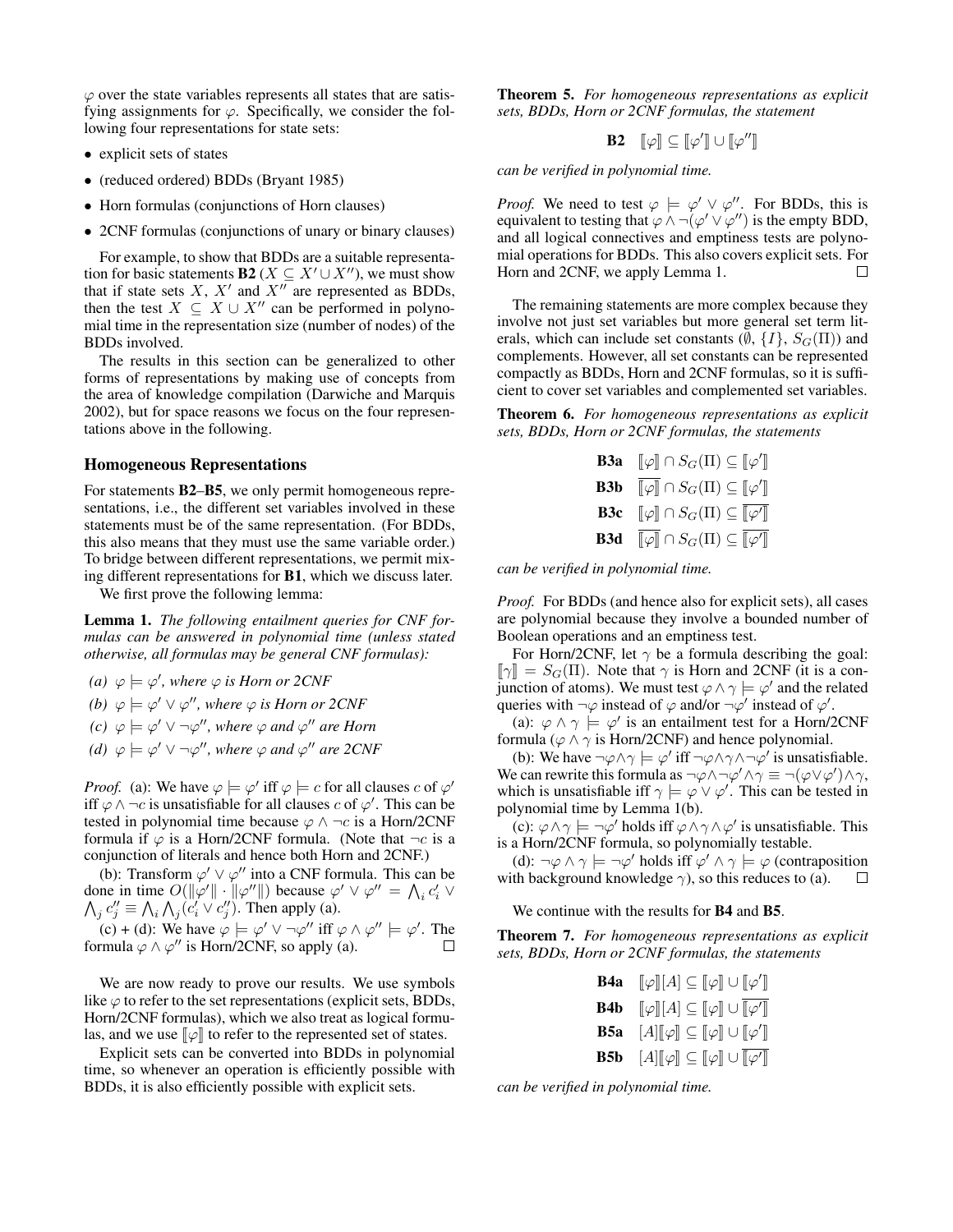$\varphi$ over the state variables represents all states that are satisfying assignments for $\varphi$. Specifically, we consider the following four representations for state sets:

- explicit sets of states
- (reduced ordered) BDDs (Bryant 1985)
- Horn formulas (conjunctions of Horn clauses)
- 2CNF formulas (conjunctions of unary or binary clauses)

For example, to show that BDDs are a suitable representation for basic statements **B2** ($X \subseteq X' \cup X''$), we must show that if state sets $X$, $X'$ and $X''$ are represented as BDDs, then the test $X \subseteq X \cup X''$ can be performed in polynomial time in the representation size (number of nodes) of the BDDs involved.

The results in this section can be generalized to other forms of representations by making use of concepts from the area of knowledge compilation (Darwiche and Marquis 2002), but for space reasons we focus on the four representations above in the following.

### Homogeneous Representations

For statements **B2**–**B5**, we only permit homogeneous representations, i.e., the different set variables involved in these statements must be of the same representation. (For BDDs, this also means that they must use the same variable order.) To bridge between different representations, we permit mixing different representations for **B1**, which we discuss later.

We first prove the following lemma:

**Lemma 1.** *The following entailment queries for CNF formulas can be answered in polynomial time (unless stated otherwise, all formulas may be general CNF formulas):*

*(a)* $\varphi \models \varphi'$*, where* $\varphi$ *is Horn or 2CNF*

*(b)* $\varphi \models \varphi' \vee \varphi''$*, where* $\varphi$ *is Horn or 2CNF*

*(c)* $\varphi \models \varphi' \vee \neg\varphi''$*, where* $\varphi$ *and* $\varphi''$ *are Horn*

*(d)* $\varphi \models \varphi' \vee \neg\varphi''$*, where* $\varphi$ *and* $\varphi''$ *are 2CNF*

*Proof.* (a): We have $\varphi \models \varphi'$ iff $\varphi \models c$ for all clauses $c$ of $\varphi'$ iff $\varphi \wedge \neg c$ is unsatisfiable for all clauses $c$ of $\varphi'$. This can be tested in polynomial time because $\varphi \wedge \neg c$ is a Horn/2CNF formula if $\varphi$ is a Horn/2CNF formula. (Note that $\neg c$ is a conjunction of literals and hence both Horn and 2CNF.)

(b): Transform $\varphi' \vee \varphi''$ into a CNF formula. This can be done in time $O(\|\varphi'\| \cdot \|\varphi''\|)$ because $\varphi' \vee \varphi'' = \bigwedge_i c'_i \vee \bigwedge_j c''_j \equiv \bigwedge_i \bigwedge_j (c'_i \vee c''_j)$. Then apply (a).

(c) + (d): We have $\varphi \models \varphi' \vee \neg\varphi''$ iff $\varphi \wedge \varphi'' \models \varphi'$. The formula $\varphi \wedge \varphi''$ is Horn/2CNF, so apply (a). $\square$

We are now ready to prove our results. We use symbols like $\varphi$ to refer to the set representations (explicit sets, BDDs, Horn/2CNF formulas), which we also treat as logical formulas, and we use $[\![\varphi]\!]$ to refer to the represented set of states.

Explicit sets can be converted into BDDs in polynomial time, so whenever an operation is efficiently possible with BDDs, it is also efficiently possible with explicit sets.

**Theorem 5.** *For homogeneous representations as explicit sets, BDDs, Horn or 2CNF formulas, the statement*

$$\textbf{B2} \quad [\![\varphi]\!] \subseteq [\![\varphi']\!] \cup [\![\varphi'']\!]$$

*can be verified in polynomial time.*

*Proof.* We need to test $\varphi \models \varphi' \vee \varphi''$. For BDDs, this is equivalent to testing that $\varphi \wedge \neg(\varphi' \vee \varphi'')$ is the empty BDD, and all logical connectives and emptiness tests are polynomial operations for BDDs. This also covers explicit sets. For Horn and 2CNF, we apply Lemma 1. $\square$

The remaining statements are more complex because they involve not just set variables but more general set term literals, which can include set constants ($\emptyset$, $\{I\}$, $S_G(\Pi)$) and complements. However, all set constants can be represented compactly as BDDs, Horn and 2CNF formulas, so it is sufficient to cover set variables and complemented set variables.

**Theorem 6.** *For homogeneous representations as explicit sets, BDDs, Horn or 2CNF formulas, the statements*

$$\textbf{B3a} \quad [\![\varphi]\!] \cap S_G(\Pi) \subseteq [\![\varphi']\!]$$
$$\textbf{B3b} \quad \overline{[\![\varphi]\!]} \cap S_G(\Pi) \subseteq [\![\varphi']\!]$$
$$\textbf{B3c} \quad [\![\varphi]\!] \cap S_G(\Pi) \subseteq \overline{[\![\varphi']\!]}$$
$$\textbf{B3d} \quad \overline{[\![\varphi]\!]} \cap S_G(\Pi) \subseteq \overline{[\![\varphi']\!]}$$

*can be verified in polynomial time.*

*Proof.* For BDDs (and hence also for explicit sets), all cases are polynomial because they involve a bounded number of Boolean operations and an emptiness test.

For Horn/2CNF, let $\gamma$ be a formula describing the goal: $[\![\gamma]\!] = S_G(\Pi)$. Note that $\gamma$ is Horn and 2CNF (it is a conjunction of atoms). We must test $\varphi \wedge \gamma \models \varphi'$ and the related queries with $\neg\varphi$ instead of $\varphi$ and/or $\neg\varphi'$ instead of $\varphi'$.

(a): $\varphi \wedge \gamma \models \varphi'$ is an entailment test for a Horn/2CNF formula ($\varphi \wedge \gamma$ is Horn/2CNF) and hence polynomial.

(b): We have $\neg\varphi \wedge \gamma \models \varphi'$ iff $\neg\varphi \wedge \gamma \wedge \neg\varphi'$ is unsatisfiable. We can rewrite this formula as $\neg\varphi \wedge \neg\varphi' \wedge \gamma \equiv \neg(\varphi \vee \varphi') \wedge \gamma$, which is unsatisfiable iff $\gamma \models \varphi \vee \varphi'$. This can be tested in polynomial time by Lemma 1(b).

(c): $\varphi \wedge \gamma \models \neg\varphi'$ holds iff $\varphi \wedge \gamma \wedge \varphi'$ is unsatisfiable. This is a Horn/2CNF formula, so polynomially testable.

(d): $\neg\varphi \wedge \gamma \models \neg\varphi'$ holds iff $\varphi' \wedge \gamma \models \varphi$ (contraposition with background knowledge $\gamma$), so this reduces to (a). $\square$

We continue with the results for **B4** and **B5**.

**Theorem 7.** *For homogeneous representations as explicit sets, BDDs, Horn or 2CNF formulas, the statements*

$$\textbf{B4a} \quad [\![\varphi]\!][A] \subseteq [\![\varphi]\!] \cup [\![\varphi']\!]$$
$$\textbf{B4b} \quad [\![\varphi]\!][A] \subseteq [\![\varphi]\!] \cup \overline{[\![\varphi']\!]}$$
$$\textbf{B5a} \quad [A][\![\varphi]\!] \subseteq [\![\varphi]\!] \cup [\![\varphi']\!]$$
$$\textbf{B5b} \quad [A][\![\varphi]\!] \subseteq [\![\varphi]\!] \cup \overline{[\![\varphi']\!]}$$

*can be verified in polynomial time.*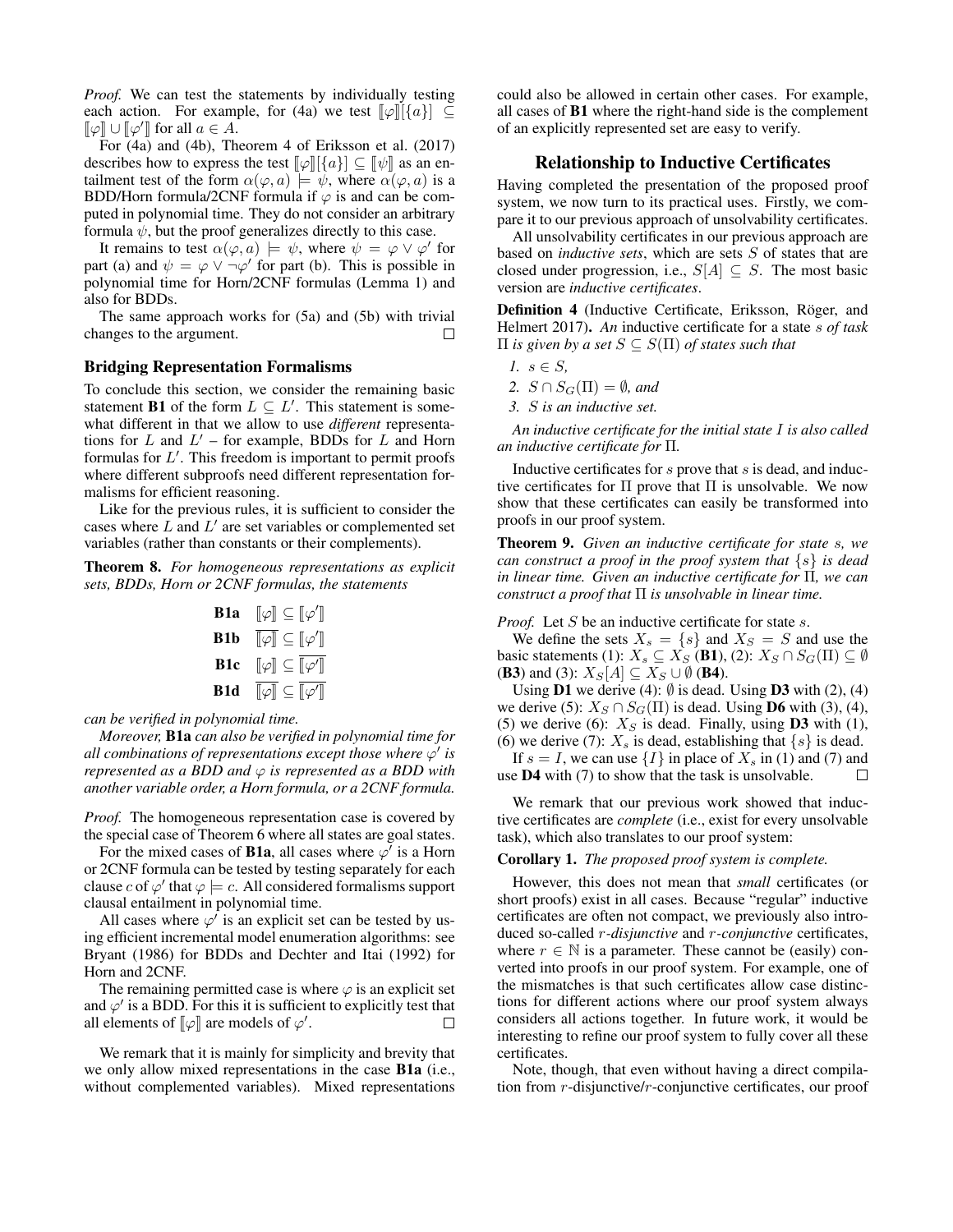*Proof.* We can test the statements by individually testing each action. For example, for (4a) we test $[\![\varphi]\!][\{a\}] \subseteq [\![\varphi]\!] \cup [\![\varphi']\!]$ for all $a \in A$.

For (4a) and (4b), Theorem 4 of Eriksson et al. (2017) describes how to express the test $[\![\varphi]\!][\{a\}] \subseteq [\![\psi]\!]$ as an entailment test of the form $\alpha(\varphi, a) \models \psi$, where $\alpha(\varphi, a)$ is a BDD/Horn formula/2CNF formula if $\varphi$ is and can be computed in polynomial time. They do not consider an arbitrary formula $\psi$, but the proof generalizes directly to this case.

It remains to test $\alpha(\varphi, a) \models \psi$, where $\psi = \varphi \vee \varphi'$ for part (a) and $\psi = \varphi \vee \neg\varphi'$ for part (b). This is possible in polynomial time for Horn/2CNF formulas (Lemma 1) and also for BDDs.

The same approach works for (5a) and (5b) with trivial changes to the argument. □

### Bridging Representation Formalisms

To conclude this section, we consider the remaining basic statement **B1** of the form $L \subseteq L'$. This statement is somewhat different in that we allow to use *different* representations for $L$ and $L'$ – for example, BDDs for $L$ and Horn formulas for $L'$. This freedom is important to permit proofs where different subproofs need different representation formalisms for efficient reasoning.

Like for the previous rules, it is sufficient to consider the cases where $L$ and $L'$ are set variables or complemented set variables (rather than constants or their complements).

**Theorem 8.** *For homogeneous representations as explicit sets, BDDs, Horn or 2CNF formulas, the statements*

$$
\begin{array}{ll}
\textbf{B1a} & [\![\varphi]\!] \subseteq [\![\varphi']\!] \\
\textbf{B1b} & \overline{[\![\varphi]\!]} \subseteq [\![\varphi']\!] \\
\textbf{B1c} & [\![\varphi]\!] \subseteq \overline{[\![\varphi']\!]} \\
\textbf{B1d} & \overline{[\![\varphi]\!]} \subseteq \overline{[\![\varphi']\!]}
\end{array}
$$

*can be verified in polynomial time.*

*Moreover,* **B1a** *can also be verified in polynomial time for all combinations of representations except those where $\varphi'$ is represented as a BDD and $\varphi$ is represented as a BDD with another variable order, a Horn formula, or a 2CNF formula.*

*Proof.* The homogeneous representation case is covered by the special case of Theorem 6 where all states are goal states.

For the mixed cases of **B1a**, all cases where $\varphi'$ is a Horn or 2CNF formula can be tested by testing separately for each clause $c$ of $\varphi'$ that $\varphi \models c$. All considered formalisms support clausal entailment in polynomial time.

All cases where $\varphi'$ is an explicit set can be tested by using efficient incremental model enumeration algorithms: see Bryant (1986) for BDDs and Dechter and Itai (1992) for Horn and 2CNF.

The remaining permitted case is where $\varphi$ is an explicit set and $\varphi'$ is a BDD. For this it is sufficient to explicitly test that all elements of $[\![\varphi]\!]$ are models of $\varphi'$. □

We remark that it is mainly for simplicity and brevity that we only allow mixed representations in the case **B1a** (i.e., without complemented variables). Mixed representations could also be allowed in certain other cases. For example, all cases of **B1** where the right-hand side is the complement of an explicitly represented set are easy to verify.

## Relationship to Inductive Certificates

Having completed the presentation of the proposed proof system, we now turn to its practical uses. Firstly, we compare it to our previous approach of unsolvability certificates.

All unsolvability certificates in our previous approach are based on *inductive sets*, which are sets $S$ of states that are closed under progression, i.e., $S[A] \subseteq S$. The most basic version are *inductive certificates*.

**Definition 4** (Inductive Certificate, Eriksson, Röger, and Helmert 2017)**.** *An* inductive certificate *for a state $s$ of task $\Pi$ is given by a set $S \subseteq S(\Pi)$ of states such that*

1. *$s \in S$,*
2. *$S \cap S_G(\Pi) = \emptyset$, and*
3. *$S$ is an inductive set.*

*An inductive certificate for the initial state $I$ is also called an inductive certificate for $\Pi$.*

Inductive certificates for $s$ prove that $s$ is dead, and inductive certificates for $\Pi$ prove that $\Pi$ is unsolvable. We now show that these certificates can easily be transformed into proofs in our proof system.

**Theorem 9.** *Given an inductive certificate for state $s$, we can construct a proof in the proof system that $\{s\}$ is dead in linear time. Given an inductive certificate for $\Pi$, we can construct a proof that $\Pi$ is unsolvable in linear time.*

*Proof.* Let $S$ be an inductive certificate for state $s$.

We define the sets $X_s = \{s\}$ and $X_S = S$ and use the basic statements (1): $X_s \subseteq X_S$ (**B1**), (2): $X_S \cap S_G(\Pi) \subseteq \emptyset$ (**B3**) and (3): $X_S[A] \subseteq X_S \cup \emptyset$ (**B4**).

Using **D1** we derive (4): $\emptyset$ is dead. Using **D3** with (2), (4) we derive (5): $X_S \cap S_G(\Pi)$ is dead. Using **D6** with (3), (4), (5) we derive (6): $X_S$ is dead. Finally, using **D3** with (1), (6) we derive (7): $X_s$ is dead, establishing that $\{s\}$ is dead.

If $s = I$, we can use $\{I\}$ in place of $X_s$ in (1) and (7) and use **D4** with (7) to show that the task is unsolvable. □

We remark that our previous work showed that inductive certificates are *complete* (i.e., exist for every unsolvable task), which also translates to our proof system:

**Corollary 1.** *The proposed proof system is complete.*

However, this does not mean that *small* certificates (or short proofs) exist in all cases. Because "regular" inductive certificates are often not compact, we previously also introduced so-called $r$*-disjunctive* and $r$*-conjunctive* certificates, where $r \in \mathbb{N}$ is a parameter. These cannot be (easily) converted into proofs in our proof system. For example, one of the mismatches is that such certificates allow case distinctions for different actions where our proof system always considers all actions together. In future work, it would be interesting to refine our proof system to fully cover all these certificates.

Note, though, that even without having a direct compilation from $r$-disjunctive/$r$-conjunctive certificates, our proof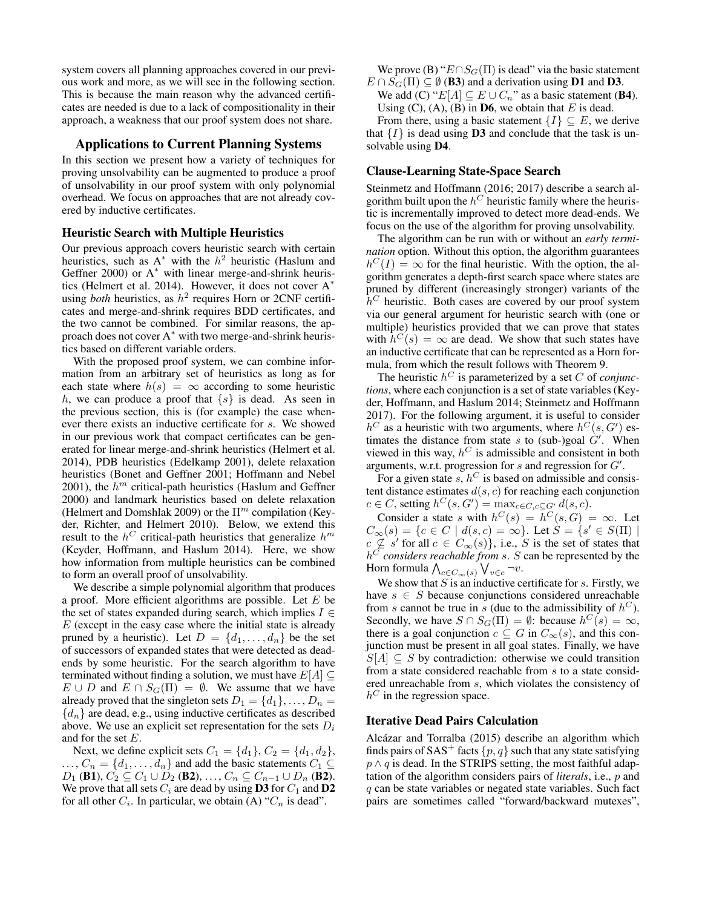system covers all planning approaches covered in our previous work and more, as we will see in the following section. This is because the main reason why the advanced certificates are needed is due to a lack of compositionality in their approach, a weakness that our proof system does not share.

## Applications to Current Planning Systems

In this section we present how a variety of techniques for proving unsolvability can be augmented to produce a proof of unsolvability in our proof system with only polynomial overhead. We focus on approaches that are not already covered by inductive certificates.

### Heuristic Search with Multiple Heuristics

Our previous approach covers heuristic search with certain heuristics, such as $A^*$ with the $h^2$ heuristic (Haslum and Geffner 2000) or $A^*$ with linear merge-and-shrink heuristics (Helmert et al. 2014). However, it does not cover $A^*$ using *both* heuristics, as $h^2$ requires Horn or 2CNF certificates and merge-and-shrink requires BDD certificates, and the two cannot be combined. For similar reasons, the approach does not cover $A^*$ with two merge-and-shrink heuristics based on different variable orders.

With the proposed proof system, we can combine information from an arbitrary set of heuristics as long as for each state where $h(s) = \infty$ according to some heuristic $h$, we can produce a proof that $\{s\}$ is dead. As seen in the previous section, this is (for example) the case whenever there exists an inductive certificate for $s$. We showed in our previous work that compact certificates can be generated for linear merge-and-shrink heuristics (Helmert et al. 2014), PDB heuristics (Edelkamp 2001), delete relaxation heuristics (Bonet and Geffner 2001; Hoffmann and Nebel 2001), the $h^m$ critical-path heuristics (Haslum and Geffner 2000) and landmark heuristics based on delete relaxation (Helmert and Domshlak 2009) or the $\Pi^m$ compilation (Keyder, Richter, and Helmert 2010). Below, we extend this result to the $h^C$ critical-path heuristics that generalize $h^m$ (Keyder, Hoffmann, and Haslum 2014). Here, we show how information from multiple heuristics can be combined to form an overall proof of unsolvability.

We describe a simple polynomial algorithm that produces a proof. More efficient algorithms are possible. Let $E$ be the set of states expanded during search, which implies $I \in E$ (except in the easy case where the initial state is already pruned by a heuristic). Let $D = \{d_1, \dots, d_n\}$ be the set of successors of expanded states that were detected as dead-ends by some heuristic. For the search algorithm to have terminated without finding a solution, we must have $E[A] \subseteq E \cup D$ and $E \cap S_G(\Pi) = \emptyset$. We assume that we have already proved that the singleton sets $D_1 = \{d_1\}, \dots, D_n = \{d_n\}$ are dead, e.g., using inductive certificates as described above. We use an explicit set representation for the sets $D_i$ and for the set $E$.

Next, we define explicit sets $C_1 = \{d_1\}$, $C_2 = \{d_1, d_2\}$, $\dots$, $C_n = \{d_1, \dots, d_n\}$ and add the basic statements $C_1 \subseteq D_1$ (**B1**), $C_2 \subseteq C_1 \cup D_2$ (**B2**), $\dots$, $C_n \subseteq C_{n-1} \cup D_n$ (**B2**). We prove that all sets $C_i$ are dead by using **D3** for $C_1$ and **D2** for all other $C_i$. In particular, we obtain (A) "$C_n$ is dead".

We prove (B) "$E \cap S_G(\Pi)$ is dead" via the basic statement $E \cap S_G(\Pi) \subseteq \emptyset$ (**B3**) and a derivation using **D1** and **D3**.

We add (C) "$E[A] \subseteq E \cup C_n$" as a basic statement (**B4**).

Using (C), (A), (B) in **D6**, we obtain that $E$ is dead.

From there, using a basic statement $\{I\} \subseteq E$, we derive that $\{I\}$ is dead using **D3** and conclude that the task is unsolvable using **D4**.

### Clause-Learning State-Space Search

Steinmetz and Hoffmann (2016; 2017) describe a search algorithm built upon the $h^C$ heuristic family where the heuristic is incrementally improved to detect more dead-ends. We focus on the use of the algorithm for proving unsolvability.

The algorithm can be run with or without an *early termination* option. Without this option, the algorithm guarantees $h^C(I) = \infty$ for the final heuristic. With the option, the algorithm generates a depth-first search space where states are pruned by different (increasingly stronger) variants of the $h^C$ heuristic. Both cases are covered by our proof system via our general argument for heuristic search with (one or multiple) heuristics provided that we can prove that states with $h^C(s) = \infty$ are dead. We show that such states have an inductive certificate that can be represented as a Horn formula, from which the result follows with Theorem 9.

The heuristic $h^C$ is parameterized by a set $C$ of *conjunctions*, where each conjunction is a set of state variables (Keyder, Hoffmann, and Haslum 2014; Steinmetz and Hoffmann 2017). For the following argument, it is useful to consider $h^C$ as a heuristic with two arguments, where $h^C(s, G')$ estimates the distance from state $s$ to (sub-)goal $G'$. When viewed in this way, $h^C$ is admissible and consistent in both arguments, w.r.t. progression for $s$ and regression for $G'$.

For a given state $s$, $h^C$ is based on admissible and consistent distance estimates $d(s, c)$ for reaching each conjunction $c \in C$, setting $h^C(s, G') = \max_{c \in C, c \subseteq G'} d(s, c)$.

Consider a state $s$ with $h^C(s) = h^C(s, G) = \infty$. Let $C_\infty(s) = \{c \in C \mid d(s, c) = \infty\}$. Let $S = \{s' \in S(\Pi) \mid c \not\subseteq s' \text{ for all } c \in C_\infty(s)\}$, i.e., $S$ is the set of states that $h^C$ *considers reachable from* $s$. $S$ can be represented by the Horn formula $\bigwedge_{c \in C_\infty(s)} \bigvee_{v \in c} \neg v$.

We show that $S$ is an inductive certificate for $s$. Firstly, we have $s \in S$ because conjunctions considered unreachable from $s$ cannot be true in $s$ (due to the admissibility of $h^C$). Secondly, we have $S \cap S_G(\Pi) = \emptyset$: because $h^C(s) = \infty$, there is a goal conjunction $c \subseteq G$ in $C_\infty(s)$, and this conjunction must be present in all goal states. Finally, we have $S[A] \subseteq S$ by contradiction: otherwise we could transition from a state considered reachable from $s$ to a state considered unreachable from $s$, which violates the consistency of $h^C$ in the regression space.

### Iterative Dead Pairs Calculation

Alcázar and Torralba (2015) describe an algorithm which finds pairs of $SAS^+$ facts $\{p, q\}$ such that any state satisfying $p \wedge q$ is dead. In the STRIPS setting, the most faithful adaptation of the algorithm considers pairs of *literals*, i.e., $p$ and $q$ can be state variables or negated state variables. Such fact pairs are sometimes called "forward/backward mutexes",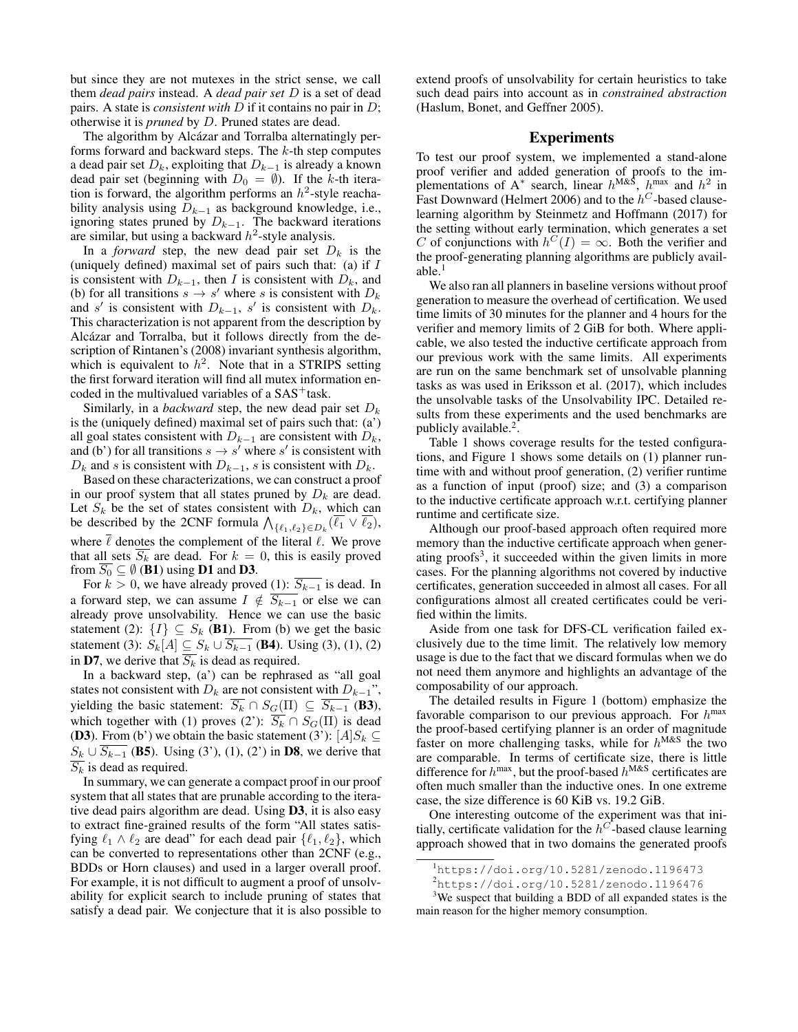but since they are not mutexes in the strict sense, we call them *dead pairs* instead. A *dead pair set* $D$ is a set of dead pairs. A state is *consistent with* $D$ if it contains no pair in $D$; otherwise it is *pruned* by $D$. Pruned states are dead.

The algorithm by Alcázar and Torralba alternatingly performs forward and backward steps. The $k$-th step computes a dead pair set $D_k$, exploiting that $D_{k-1}$ is already a known dead pair set (beginning with $D_0 = \emptyset$). If the $k$-th iteration is forward, the algorithm performs an $h^2$-style reachability analysis using $D_{k-1}$ as background knowledge, i.e., ignoring states pruned by $D_{k-1}$. The backward iterations are similar, but using a backward $h^2$-style analysis.

In a *forward* step, the new dead pair set $D_k$ is the (uniquely defined) maximal set of pairs such that: (a) if $I$ is consistent with $D_{k-1}$, then $I$ is consistent with $D_k$, and (b) for all transitions $s \to s'$ where $s$ is consistent with $D_k$ and $s'$ is consistent with $D_{k-1}$, $s'$ is consistent with $D_k$. This characterization is not apparent from the description by Alcázar and Torralba, but it follows directly from the description of Rintanen's (2008) invariant synthesis algorithm, which is equivalent to $h^2$. Note that in a STRIPS setting the first forward iteration will find all mutex information encoded in the multivalued variables of a SAS$^+$task.

Similarly, in a *backward* step, the new dead pair set $D_k$ is the (uniquely defined) maximal set of pairs such that: (a') all goal states consistent with $D_{k-1}$ are consistent with $D_k$, and (b') for all transitions $s \to s'$ where $s'$ is consistent with $D_k$ and $s$ is consistent with $D_{k-1}$, $s$ is consistent with $D_k$.

Based on these characterizations, we can construct a proof in our proof system that all states pruned by $D_k$ are dead. Let $S_k$ be the set of states consistent with $D_k$, which can be described by the 2CNF formula $\bigwedge_{\{\ell_1,\ell_2\}\in D_k}(\overline{\ell_1} \vee \overline{\ell_2})$, where $\overline{\ell}$ denotes the complement of the literal $\ell$. We prove that all sets $\overline{S_k}$ are dead. For $k = 0$, this is easily proved from $\overline{S_0} \subseteq \emptyset$ (**B1**) using **D1** and **D3**.

For $k > 0$, we have already proved (1): $\overline{S_{k-1}}$ is dead. In a forward step, we can assume $I \notin \overline{S_{k-1}}$ or else we can already prove unsolvability. Hence we can use the basic statement (2): $\{I\} \subseteq S_k$ (**B1**). From (b) we get the basic statement (3): $S_k[A] \subseteq S_k \cup \overline{S_{k-1}}$ (**B4**). Using (3), (1), (2) in **D7**, we derive that $\overline{S_k}$ is dead as required.

In a backward step, (a') can be rephrased as "all goal states not consistent with $D_k$ are not consistent with $D_{k-1}$", yielding the basic statement: $\overline{S_k} \cap S_G(\Pi) \subseteq \overline{S_{k-1}}$ (**B3**), which together with (1) proves (2'): $\overline{S_k} \cap S_G(\Pi)$ is dead (**D3**). From (b') we obtain the basic statement (3'): $[A]S_k \subseteq S_k \cup \overline{S_{k-1}}$ (**B5**). Using (3'), (1), (2') in **D8**, we derive that $\overline{S_k}$ is dead as required.

In summary, we can generate a compact proof in our proof system that all states that are prunable according to the iterative dead pairs algorithm are dead. Using **D3**, it is also easy to extract fine-grained results of the form "All states satisfying $\ell_1 \wedge \ell_2$ are dead" for each dead pair $\{\ell_1, \ell_2\}$, which can be converted to representations other than 2CNF (e.g., BDDs or Horn clauses) and used in a larger overall proof. For example, it is not difficult to augment a proof of unsolvability for explicit search to include pruning of states that satisfy a dead pair. We conjecture that it is also possible to extend proofs of unsolvability for certain heuristics to take such dead pairs into account as in *constrained abstraction* (Haslum, Bonet, and Geffner 2005).

## Experiments

To test our proof system, we implemented a stand-alone proof verifier and added generation of proofs to the implementations of A$^*$ search, linear $h^{\text{M\&S}}$, $h^{\max}$ and $h^2$ in Fast Downward (Helmert 2006) and to the $h^C$-based clause-learning algorithm by Steinmetz and Hoffmann (2017) for the setting without early termination, which generates a set $C$ of conjunctions with $h^C(I) = \infty$. Both the verifier and the proof-generating planning algorithms are publicly available.[1]

We also ran all planners in baseline versions without proof generation to measure the overhead of certification. We used time limits of 30 minutes for the planner and 4 hours for the verifier and memory limits of 2 GiB for both. Where applicable, we also tested the inductive certificate approach from our previous work with the same limits. All experiments are run on the same benchmark set of unsolvable planning tasks as was used in Eriksson et al. (2017), which includes the unsolvable tasks of the Unsolvability IPC. Detailed results from these experiments and the used benchmarks are publicly available.[2].

Table 1 shows coverage results for the tested configurations, and Figure 1 shows some details on (1) planner runtime with and without proof generation, (2) verifier runtime as a function of input (proof) size; and (3) a comparison to the inductive certificate approach w.r.t. certifying planner runtime and certificate size.

Although our proof-based approach often required more memory than the inductive certificate approach when generating proofs[3], it succeeded within the given limits in more cases. For the planning algorithms not covered by inductive certificates, generation succeeded in almost all cases. For all configurations almost all created certificates could be verified within the limits.

Aside from one task for DFS-CL verification failed exclusively due to the time limit. The relatively low memory usage is due to the fact that we discard formulas when we do not need them anymore and highlights an advantage of the composability of our approach.

The detailed results in Figure 1 (bottom) emphasize the favorable comparison to our previous approach. For $h^{\max}$ the proof-based certifying planner is an order of magnitude faster on more challenging tasks, while for $h^{\text{M\&S}}$ the two are comparable. In terms of certificate size, there is little difference for $h^{\max}$, but the proof-based $h^{\text{M\&S}}$ certificates are often much smaller than the inductive ones. In one extreme case, the size difference is 60 KiB vs. 19.2 GiB.

One interesting outcome of the experiment was that initially, certificate validation for the $h^C$-based clause learning approach showed that in two domains the generated proofs

[1] https://doi.org/10.5281/zenodo.1196473

[2] https://doi.org/10.5281/zenodo.1196476

[3] We suspect that building a BDD of all expanded states is the main reason for the higher memory consumption.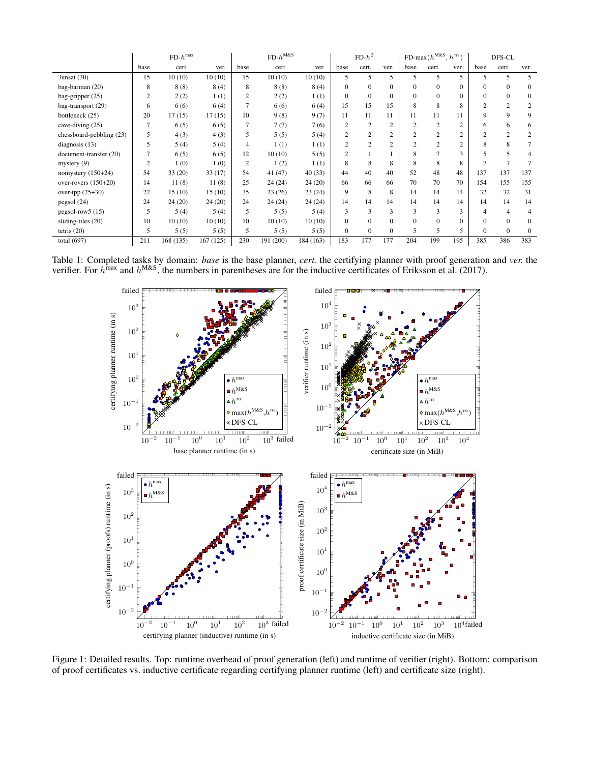| | FD-$h^{max}$ | | | FD-$h^{M\&S}$ | | | FD-$h^2$ | | | FD-max($h^{M\&S}$, $h^m$) | | | DFS-CL | | |
|---|---|---|---|---|---|---|---|---|---|---|---|---|---|---|---|
| | base | cert. | ver. | base | cert. | ver. | base | cert. | ver. | base | cert. | ver. | base | cert. | ver. |
| 3unsat (30) | 15 | 10 (10) | 10 (10) | 15 | 10 (10) | 10 (10) | 5 | 5 | 5 | 5 | 5 | 5 | 5 | 5 | 5 |
| bag-barman (20) | 8 | 8 (8) | 8 (4) | 8 | 8 (8) | 8 (4) | 0 | 0 | 0 | 0 | 0 | 0 | 0 | 0 | 0 |
| bag-gripper (25) | 2 | 2 (2) | 1 (1) | 2 | 2 (2) | 1 (1) | 0 | 0 | 0 | 0 | 0 | 0 | 0 | 0 | 0 |
| bag-transport (29) | 6 | 6 (6) | 6 (4) | 7 | 6 (6) | 6 (4) | 15 | 15 | 15 | 8 | 8 | 8 | 2 | 2 | 2 |
| bottleneck (25) | 20 | 17 (15) | 17 (15) | 10 | 9 (8) | 9 (7) | 11 | 11 | 11 | 11 | 11 | 11 | 9 | 9 | 9 |
| cave-diving (25) | 7 | 6 (5) | 6 (5) | 7 | 7 (7) | 7 (6) | 2 | 2 | 2 | 2 | 2 | 2 | 6 | 6 | 6 |
| chessboard-pebbling (23) | 5 | 4 (3) | 4 (3) | 5 | 5 (5) | 5 (4) | 2 | 2 | 2 | 2 | 2 | 2 | 2 | 2 | 2 |
| diagnosis (13) | 5 | 5 (4) | 5 (4) | 4 | 1 (1) | 1 (1) | 2 | 2 | 2 | 2 | 2 | 2 | 8 | 8 | 7 |
| document-transfer (20) | 7 | 6 (5) | 6 (5) | 12 | 10 (10) | 5 (5) | 2 | 1 | 1 | 8 | 7 | 3 | 5 | 5 | 4 |
| mystery (9) | 2 | 1 (0) | 1 (0) | 2 | 1 (2) | 1 (1) | 8 | 8 | 8 | 8 | 8 | 8 | 7 | 7 | 7 |
| nomystery (150+24) | 54 | 33 (20) | 33 (17) | 54 | 41 (47) | 40 (33) | 44 | 40 | 40 | 52 | 48 | 48 | 137 | 137 | 137 |
| over-rovers (150+20) | 14 | 11 (8) | 11 (8) | 25 | 24 (24) | 24 (20) | 66 | 66 | 66 | 70 | 70 | 70 | 154 | 155 | 155 |
| over-tpp (25+30) | 22 | 15 (10) | 15 (10) | 35 | 23 (26) | 23 (24) | 9 | 8 | 8 | 14 | 14 | 14 | 32 | 32 | 31 |
| pegsol (24) | 24 | 24 (20) | 24 (20) | 24 | 24 (24) | 24 (24) | 14 | 14 | 14 | 14 | 14 | 14 | 14 | 14 | 14 |
| pegsol-row5 (15) | 5 | 5 (4) | 5 (4) | 5 | 5 (5) | 5 (4) | 3 | 3 | 3 | 3 | 3 | 3 | 4 | 4 | 4 |
| sliding-tiles (20) | 10 | 10 (10) | 10 (10) | 10 | 10 (10) | 10 (10) | 0 | 0 | 0 | 0 | 0 | 0 | 0 | 0 | 0 |
| tetris (20) | 5 | 5 (5) | 5 (5) | 5 | 5 (5) | 5 (5) | 0 | 0 | 0 | 5 | 5 | 5 | 0 | 0 | 0 |
| total (697) | 211 | 168 (135) | 167 (125) | 230 | 191 (200) | 184 (163) | 183 | 177 | 177 | 204 | 199 | 195 | 385 | 386 | 383 |

Table 1: Completed tasks by domain: *base* is the base planner, *cert.* the certifying planner with proof generation and *ver.* the verifier. For $h^{max}$ and $h^{M\&S}$, the numbers in parentheses are for the inductive certificates of Eriksson et al. (2017).

Figure 1: Detailed results. Top: runtime overhead of proof generation (left) and runtime of verifier (right). Bottom: comparison of proof certificates vs. inductive certificate regarding certifying planner runtime (left) and certificate size (right).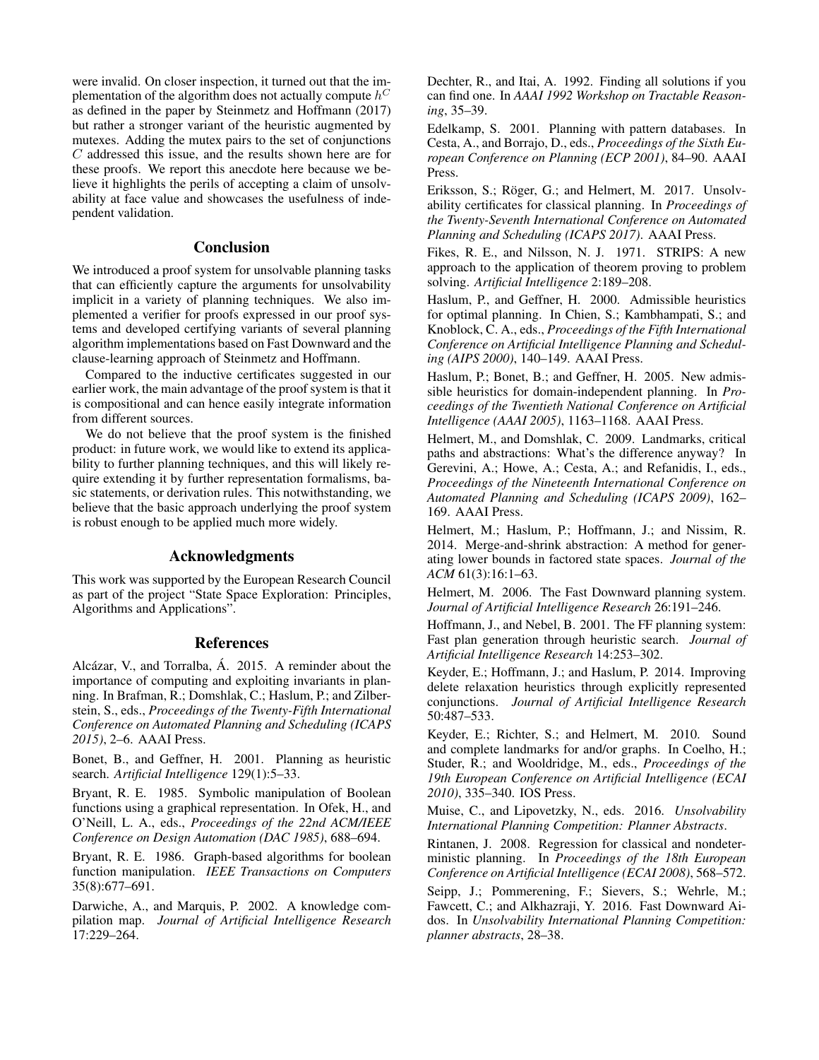were invalid. On closer inspection, it turned out that the implementation of the algorithm does not actually compute $h^C$ as defined in the paper by Steinmetz and Hoffmann (2017) but rather a stronger variant of the heuristic augmented by mutexes. Adding the mutex pairs to the set of conjunctions $C$ addressed this issue, and the results shown here are for these proofs. We report this anecdote here because we believe it highlights the perils of accepting a claim of unsolvability at face value and showcases the usefulness of independent validation.

## Conclusion

We introduced a proof system for unsolvable planning tasks that can efficiently capture the arguments for unsolvability implicit in a variety of planning techniques. We also implemented a verifier for proofs expressed in our proof systems and developed certifying variants of several planning algorithm implementations based on Fast Downward and the clause-learning approach of Steinmetz and Hoffmann.

Compared to the inductive certificates suggested in our earlier work, the main advantage of the proof system is that it is compositional and can hence easily integrate information from different sources.

We do not believe that the proof system is the finished product: in future work, we would like to extend its applicability to further planning techniques, and this will likely require extending it by further representation formalisms, basic statements, or derivation rules. This notwithstanding, we believe that the basic approach underlying the proof system is robust enough to be applied much more widely.

## Acknowledgments

This work was supported by the European Research Council as part of the project "State Space Exploration: Principles, Algorithms and Applications".

## References

Alcázar, V., and Torralba, Á. 2015. A reminder about the importance of computing and exploiting invariants in planning. In Brafman, R.; Domshlak, C.; Haslum, P.; and Zilberstein, S., eds., *Proceedings of the Twenty-Fifth International Conference on Automated Planning and Scheduling (ICAPS 2015)*, 2–6. AAAI Press.

Bonet, B., and Geffner, H. 2001. Planning as heuristic search. *Artificial Intelligence* 129(1):5–33.

Bryant, R. E. 1985. Symbolic manipulation of Boolean functions using a graphical representation. In Ofek, H., and O'Neill, L. A., eds., *Proceedings of the 22nd ACM/IEEE Conference on Design Automation (DAC 1985)*, 688–694.

Bryant, R. E. 1986. Graph-based algorithms for boolean function manipulation. *IEEE Transactions on Computers* 35(8):677–691.

Darwiche, A., and Marquis, P. 2002. A knowledge compilation map. *Journal of Artificial Intelligence Research* 17:229–264.

Dechter, R., and Itai, A. 1992. Finding all solutions if you can find one. In *AAAI 1992 Workshop on Tractable Reasoning*, 35–39.

Edelkamp, S. 2001. Planning with pattern databases. In Cesta, A., and Borrajo, D., eds., *Proceedings of the Sixth European Conference on Planning (ECP 2001)*, 84–90. AAAI Press.

Eriksson, S.; Röger, G.; and Helmert, M. 2017. Unsolvability certificates for classical planning. In *Proceedings of the Twenty-Seventh International Conference on Automated Planning and Scheduling (ICAPS 2017)*. AAAI Press.

Fikes, R. E., and Nilsson, N. J. 1971. STRIPS: A new approach to the application of theorem proving to problem solving. *Artificial Intelligence* 2:189–208.

Haslum, P., and Geffner, H. 2000. Admissible heuristics for optimal planning. In Chien, S.; Kambhampati, S.; and Knoblock, C. A., eds., *Proceedings of the Fifth International Conference on Artificial Intelligence Planning and Scheduling (AIPS 2000)*, 140–149. AAAI Press.

Haslum, P.; Bonet, B.; and Geffner, H. 2005. New admissible heuristics for domain-independent planning. In *Proceedings of the Twentieth National Conference on Artificial Intelligence (AAAI 2005)*, 1163–1168. AAAI Press.

Helmert, M., and Domshlak, C. 2009. Landmarks, critical paths and abstractions: What's the difference anyway? In Gerevini, A.; Howe, A.; Cesta, A.; and Refanidis, I., eds., *Proceedings of the Nineteenth International Conference on Automated Planning and Scheduling (ICAPS 2009)*, 162–169. AAAI Press.

Helmert, M.; Haslum, P.; Hoffmann, J.; and Nissim, R. 2014. Merge-and-shrink abstraction: A method for generating lower bounds in factored state spaces. *Journal of the ACM* 61(3):16:1–63.

Helmert, M. 2006. The Fast Downward planning system. *Journal of Artificial Intelligence Research* 26:191–246.

Hoffmann, J., and Nebel, B. 2001. The FF planning system: Fast plan generation through heuristic search. *Journal of Artificial Intelligence Research* 14:253–302.

Keyder, E.; Hoffmann, J.; and Haslum, P. 2014. Improving delete relaxation heuristics through explicitly represented conjunctions. *Journal of Artificial Intelligence Research* 50:487–533.

Keyder, E.; Richter, S.; and Helmert, M. 2010. Sound and complete landmarks for and/or graphs. In Coelho, H.; Studer, R.; and Wooldridge, M., eds., *Proceedings of the 19th European Conference on Artificial Intelligence (ECAI 2010)*, 335–340. IOS Press.

Muise, C., and Lipovetzky, N., eds. 2016. *Unsolvability International Planning Competition: Planner Abstracts*.

Rintanen, J. 2008. Regression for classical and nondeterministic planning. In *Proceedings of the 18th European Conference on Artificial Intelligence (ECAI 2008)*, 568–572.

Seipp, J.; Pommerening, F.; Sievers, S.; Wehrle, M.; Fawcett, C.; and Alkhazraji, Y. 2016. Fast Downward Aidos. In *Unsolvability International Planning Competition: planner abstracts*, 28–38.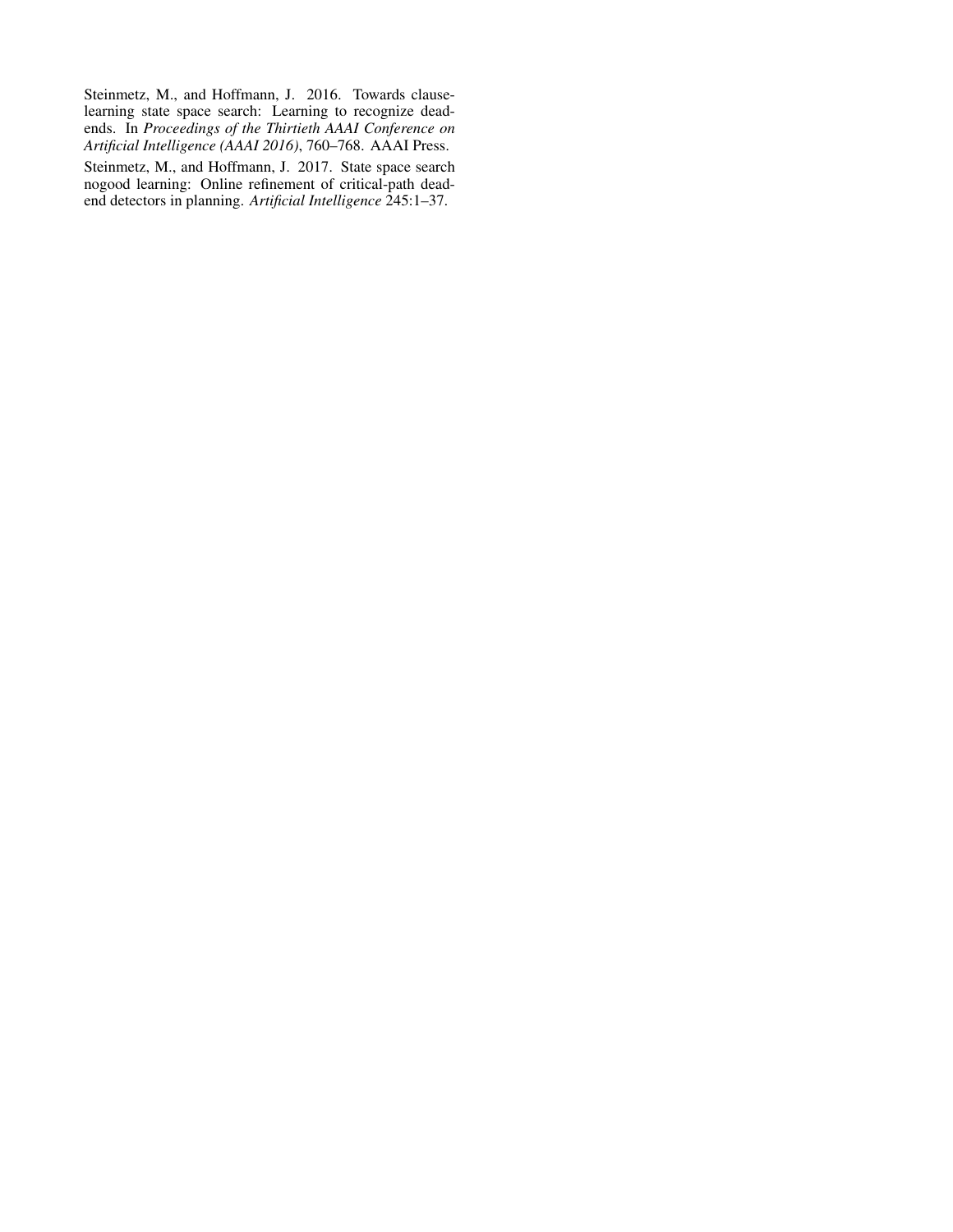Steinmetz, M., and Hoffmann, J. 2016. Towards clause-learning state space search: Learning to recognize dead-ends. In *Proceedings of the Thirtieth AAAI Conference on Artificial Intelligence (AAAI 2016)*, 760–768. AAAI Press.

Steinmetz, M., and Hoffmann, J. 2017. State space search nogood learning: Online refinement of critical-path dead-end detectors in planning. *Artificial Intelligence* 245:1–37.